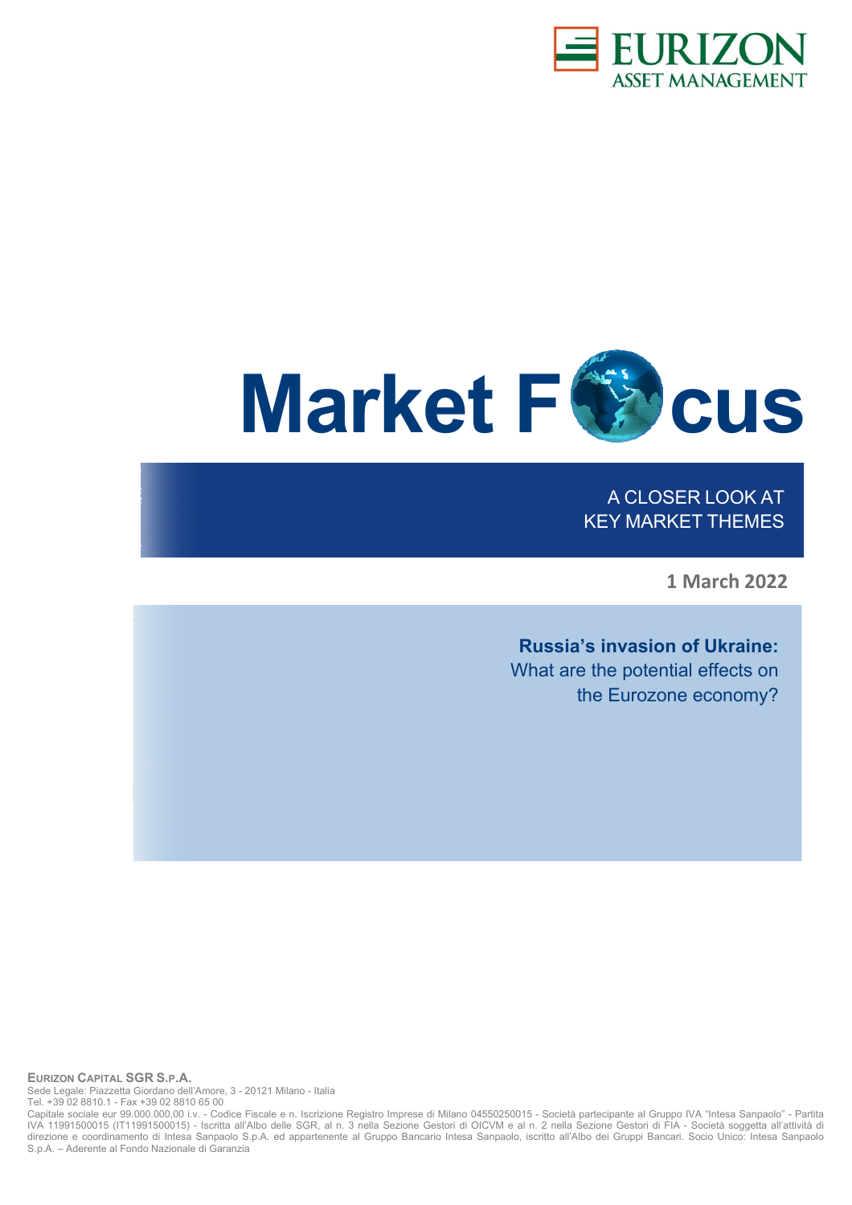EURIZON
ASSET MANAGEMENT

# Market Focus

A CLOSER LOOK AT
KEY MARKET THEMES

**1 March 2022**

## **Russia's invasion of Ukraine:** What are the potential effects on the Eurozone economy?

**EURIZON CAPITAL SGR S.P.A.**

Sede Legale: Piazzetta Giordano dell'Amore, 3 - 20121 Milano - Italia
Tel. +39 02 8810.1 - Fax +39 02 8810 65 00
Capitale sociale eur 99.000.000,00 i.v. - Codice Fiscale e n. Iscrizione Registro Imprese di Milano 04550250015 - Società partecipante al Gruppo IVA "Intesa Sanpaolo" - Partita IVA 11991500015 (IT11991500015) - Iscritta all'Albo delle SGR, al n. 3 nella Sezione Gestori di OICVM e al n. 2 nella Sezione Gestori di FIA - Società soggetta all'attività di direzione e coordinamento di Intesa Sanpaolo S.p.A. ed appartenente al Gruppo Bancario Intesa Sanpaolo, iscritto all'Albo dei Gruppi Bancari. Socio Unico: Intesa Sanpaolo S.p.A. – Aderente al Fondo Nazionale di Garanzia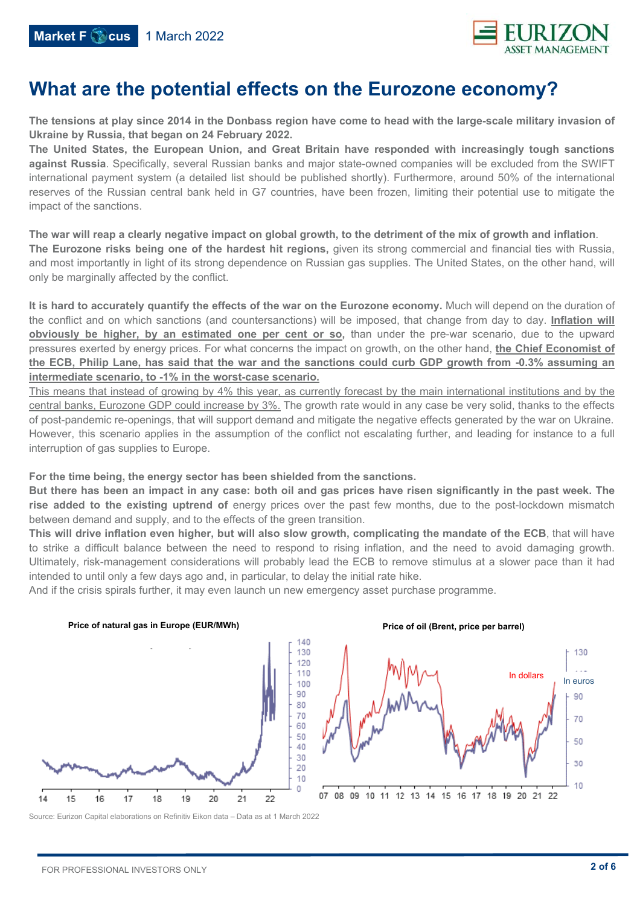# What are the potential effects on the Eurozone economy?

**The tensions at play since 2014 in the Donbass region have come to head with the large-scale military invasion of Ukraine by Russia, that began on 24 February 2022.**

**The United States, the European Union, and Great Britain have responded with increasingly tough sanctions against Russia**. Specifically, several Russian banks and major state-owned companies will be excluded from the SWIFT international payment system (a detailed list should be published shortly). Furthermore, around 50% of the international reserves of the Russian central bank held in G7 countries, have been frozen, limiting their potential use to mitigate the impact of the sanctions.

**The war will reap a clearly negative impact on global growth, to the detriment of the mix of growth and inflation**.

**The Eurozone risks being one of the hardest hit regions,** given its strong commercial and financial ties with Russia, and most importantly in light of its strong dependence on Russian gas supplies. The United States, on the other hand, will only be marginally affected by the conflict.

**It is hard to accurately quantify the effects of the war on the Eurozone economy.** Much will depend on the duration of the conflict and on which sanctions (and countersanctions) will be imposed, that change from day to day. **Inflation will obviously be higher, by an estimated one per cent or so,** than under the pre-war scenario, due to the upward pressures exerted by energy prices. For what concerns the impact on growth, on the other hand, **the Chief Economist of the ECB, Philip Lane, has said that the war and the sanctions could curb GDP growth from -0.3% assuming an intermediate scenario, to -1% in the worst-case scenario.**

This means that instead of growing by 4% this year, as currently forecast by the main international institutions and by the central banks, Eurozone GDP could increase by 3%. The growth rate would in any case be very solid, thanks to the effects of post-pandemic re-openings, that will support demand and mitigate the negative effects generated by the war on Ukraine. However, this scenario applies in the assumption of the conflict not escalating further, and leading for instance to a full interruption of gas supplies to Europe.

**For the time being, the energy sector has been shielded from the sanctions.**

**But there has been an impact in any case: both oil and gas prices have risen significantly in the past week. The rise added to the existing uptrend of** energy prices over the past few months, due to the post-lockdown mismatch between demand and supply, and to the effects of the green transition.

**This will drive inflation even higher, but will also slow growth, complicating the mandate of the ECB**, that will have to strike a difficult balance between the need to respond to rising inflation, and the need to avoid damaging growth. Ultimately, risk-management considerations will probably lead the ECB to remove stimulus at a slower pace than it had intended to until only a few days ago and, in particular, to delay the initial rate hike.

And if the crisis spirals further, it may even launch un new emergency asset purchase programme.

**Price of natural gas in Europe (EUR/MWh)**

**Price of oil (Brent, price per barrel)**

Source: Eurizon Capital elaborations on Refinitiv Eikon data – Data as at 1 March 2022

FOR PROFESSIONAL INVESTORS ONLY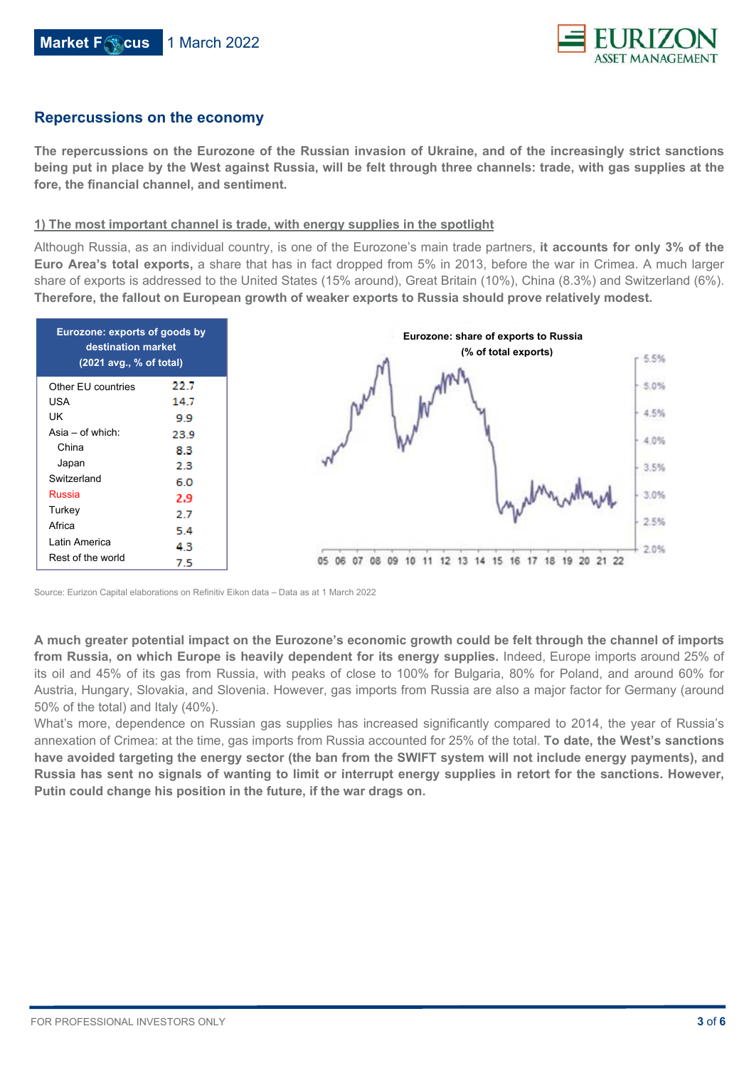## Repercussions on the economy

**The repercussions on the Eurozone of the Russian invasion of Ukraine, and of the increasingly strict sanctions being put in place by the West against Russia, will be felt through three channels: trade, with gas supplies at the fore, the financial channel, and sentiment.**

**1) The most important channel is trade, with energy supplies in the spotlight**

Although Russia, as an individual country, is one of the Eurozone's main trade partners, **it accounts for only 3% of the Euro Area's total exports,** a share that has in fact dropped from 5% in 2013, before the war in Crimea. A much larger share of exports is addressed to the United States (15% around), Great Britain (10%), China (8.3%) and Switzerland (6%). **Therefore, the fallout on European growth of weaker exports to Russia should prove relatively modest.**

| Eurozone: exports of goods by destination market (2021 avg., % of total) | |
|---|---|
| Other EU countries | 22.7 |
| USA | 14.7 |
| UK | 9.9 |
| Asia – of which: | 23.9 |
| China | 8.3 |
| Japan | 2.3 |
| Switzerland | 6.0 |
| Russia | 2.9 |
| Turkey | 2.7 |
| Africa | 5.4 |
| Latin America | 4.3 |
| Rest of the world | 7.5 |

Eurozone: share of exports to Russia (% of total exports)

Source: Eurizon Capital elaborations on Refinitiv Eikon data – Data as at 1 March 2022

**A much greater potential impact on the Eurozone's economic growth could be felt through the channel of imports from Russia, on which Europe is heavily dependent for its energy supplies.** Indeed, Europe imports around 25% of its oil and 45% of its gas from Russia, with peaks of close to 100% for Bulgaria, 80% for Poland, and around 60% for Austria, Hungary, Slovakia, and Slovenia. However, gas imports from Russia are also a major factor for Germany (around 50% of the total) and Italy (40%).

What's more, dependence on Russian gas supplies has increased significantly compared to 2014, the year of Russia's annexation of Crimea: at the time, gas imports from Russia accounted for 25% of the total. **To date, the West's sanctions have avoided targeting the energy sector (the ban from the SWIFT system will not include energy payments), and Russia has sent no signals of wanting to limit or interrupt energy supplies in retort for the sanctions. However, Putin could change his position in the future, if the war drags on.**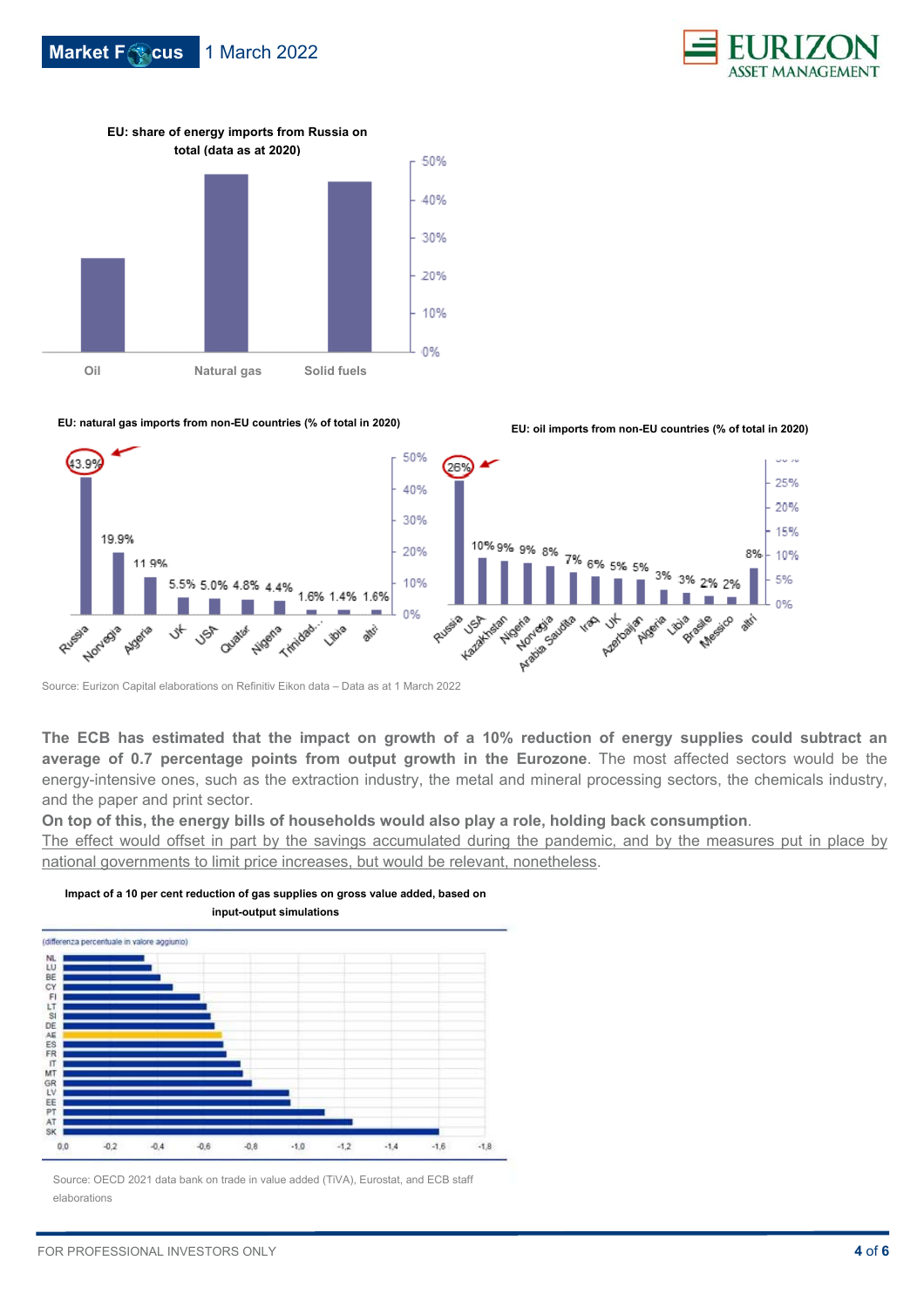**EU: share of energy imports from Russia on total (data as at 2020)**

**EU: natural gas imports from non-EU countries (% of total in 2020)**

| Russia | Norvegia | Algeria | UK | USA | Quatar | Nigeria | Trinidad... | Libia | altri |
|---|---|---|---|---|---|---|---|---|---|
| 43.9% | 19.9% | 11.9% | 5.5% | 5.0% | 4.8% | 4.4% | 1.6% | 1.4% | 1.6% |

**EU: oil imports from non-EU countries (% of total in 2020)**

| Russia | USA | Kazakhstan | Nigeria | Norvegia | Arabia Saudita | Iraq | UK | Azerbaijan | Algeria | Libia | Brasile | Messico | altri |
|---|---|---|---|---|---|---|---|---|---|---|---|---|---|
| 26% | 10% | 9% | 9% | 8% | 7% | 6% | 5% | 5% | 3% | 3% | 2% | 2% | 8% |

Source: Eurizon Capital elaborations on Refinitiv Eikon data – Data as at 1 March 2022

**The ECB has estimated that the impact on growth of a 10% reduction of energy supplies could subtract an average of 0.7 percentage points from output growth in the Eurozone**. The most affected sectors would be the energy-intensive ones, such as the extraction industry, the metal and mineral processing sectors, the chemicals industry, and the paper and print sector.

**On top of this, the energy bills of households would also play a role, holding back consumption**.

The effect would offset in part by the savings accumulated during the pandemic, and by the measures put in place by national governments to limit price increases, but would be relevant, nonetheless.

**Impact of a 10 per cent reduction of gas supplies on gross value added, based on input-output simulations**

(differenza percentuale in valore aggiunto)

Countries shown: NL, LU, BE, CY, FI, LT, SI, DE, AE, ES, FR, IT, MT, GR, LV, EE, PT, AT, SK

Source: OECD 2021 data bank on trade in value added (TiVA), Eurostat, and ECB staff elaborations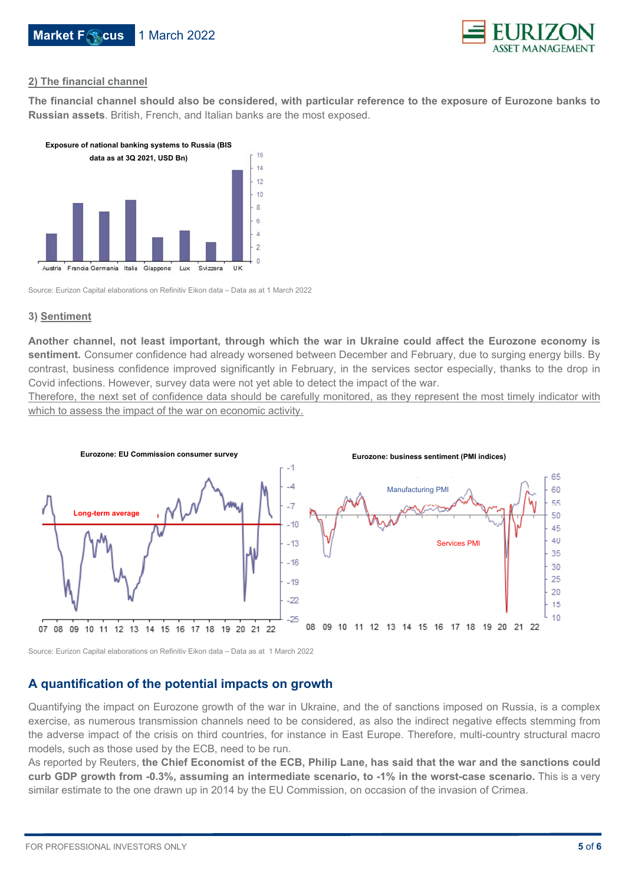### 2) The financial channel

**The financial channel should also be considered, with particular reference to the exposure of Eurozone banks to Russian assets**. British, French, and Italian banks are the most exposed.

**Exposure of national banking systems to Russia (BIS data as at 3Q 2021, USD Bn)**

Source: Eurizon Capital elaborations on Refinitiv Eikon data – Data as at 1 March 2022

### 3) Sentiment

**Another channel, not least important, through which the war in Ukraine could affect the Eurozone economy is sentiment.** Consumer confidence had already worsened between December and February, due to surging energy bills. By contrast, business confidence improved significantly in February, in the services sector especially, thanks to the drop in Covid infections. However, survey data were not yet able to detect the impact of the war.

Therefore, the next set of confidence data should be carefully monitored, as they represent the most timely indicator with which to assess the impact of the war on economic activity.

**Eurozone: EU Commission consumer survey**

**Eurozone: business sentiment (PMI indices)**

Source: Eurizon Capital elaborations on Refinitiv Eikon data – Data as at 1 March 2022

## A quantification of the potential impacts on growth

Quantifying the impact on Eurozone growth of the war in Ukraine, and the of sanctions imposed on Russia, is a complex exercise, as numerous transmission channels need to be considered, as also the indirect negative effects stemming from the adverse impact of the crisis on third countries, for instance in East Europe. Therefore, multi-country structural macro models, such as those used by the ECB, need to be run.

As reported by Reuters, **the Chief Economist of the ECB, Philip Lane, has said that the war and the sanctions could curb GDP growth from -0.3%, assuming an intermediate scenario, to -1% in the worst-case scenario.** This is a very similar estimate to the one drawn up in 2014 by the EU Commission, on occasion of the invasion of Crimea.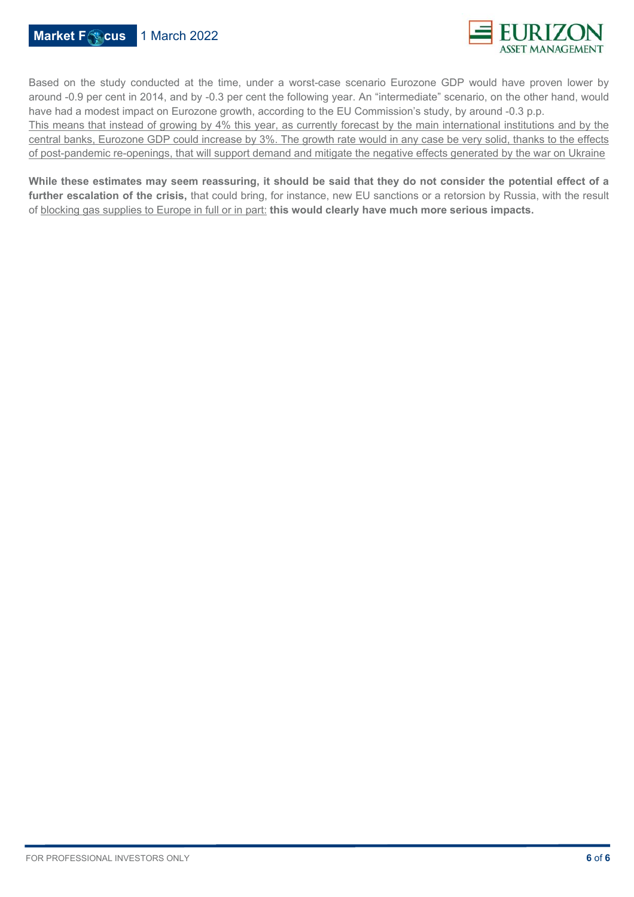Based on the study conducted at the time, under a worst-case scenario Eurozone GDP would have proven lower by around -0.9 per cent in 2014, and by -0.3 per cent the following year. An "intermediate" scenario, on the other hand, would have had a modest impact on Eurozone growth, according to the EU Commission's study, by around -0.3 p.p.
This means that instead of growing by 4% this year, as currently forecast by the main international institutions and by the central banks, Eurozone GDP could increase by 3%. The growth rate would in any case be very solid, thanks to the effects of post-pandemic re-openings, that will support demand and mitigate the negative effects generated by the war on Ukraine

**While these estimates may seem reassuring, it should be said that they do not consider the potential effect of a further escalation of the crisis,** that could bring, for instance, new EU sanctions or a retorsion by Russia, with the result of blocking gas supplies to Europe in full or in part: **this would clearly have much more serious impacts.**